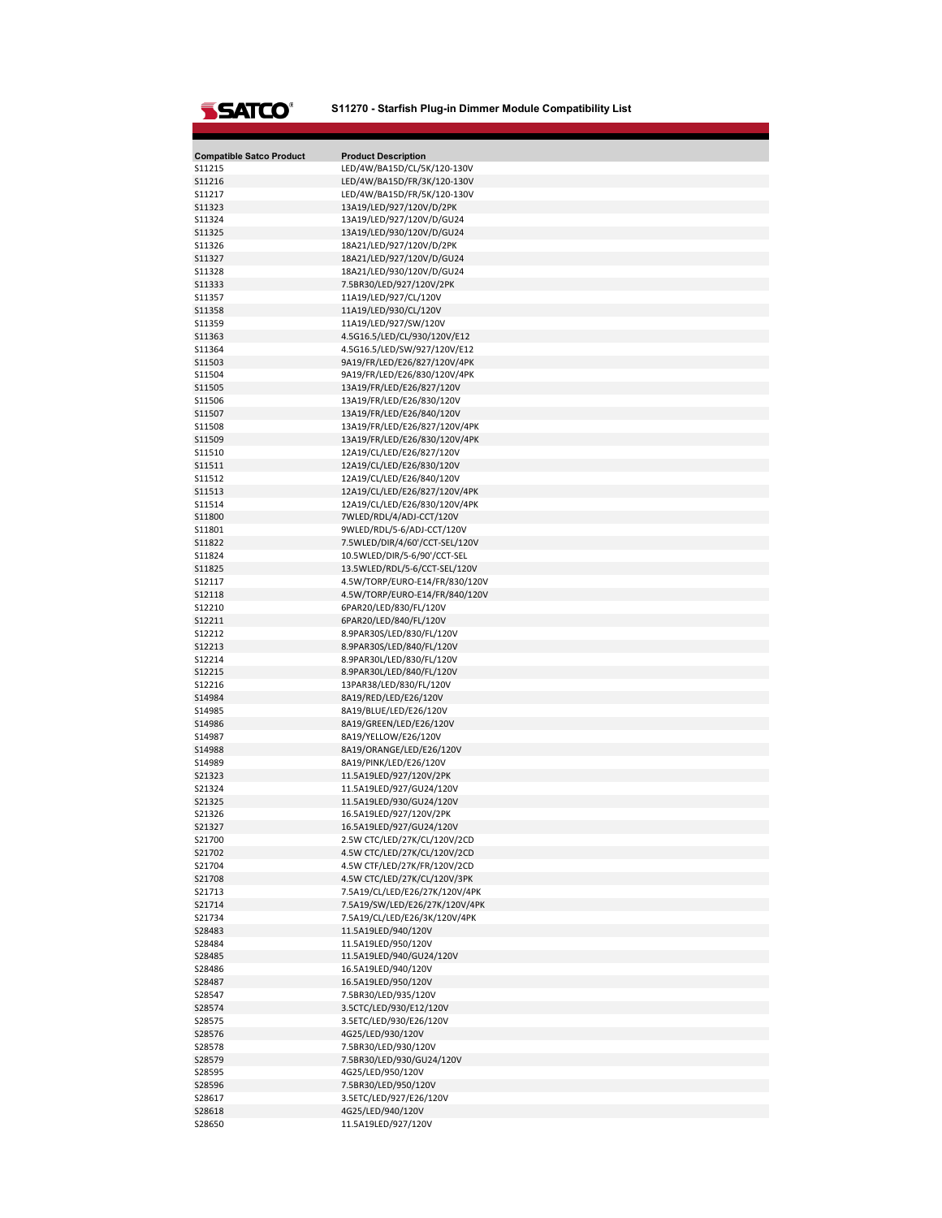SATCO®

# S11270 - Starfish Plug-in Dimmer Module Compatibility List

| Compatible Satco Product | Product Description |
|---|---|
| S11215 | LED/4W/BA15D/CL/5K/120-130V |
| S11216 | LED/4W/BA15D/FR/3K/120-130V |
| S11217 | LED/4W/BA15D/FR/5K/120-130V |
| S11323 | 13A19/LED/927/120V/D/2PK |
| S11324 | 13A19/LED/927/120V/D/GU24 |
| S11325 | 13A19/LED/930/120V/D/GU24 |
| S11326 | 18A21/LED/927/120V/D/2PK |
| S11327 | 18A21/LED/927/120V/D/GU24 |
| S11328 | 18A21/LED/930/120V/D/GU24 |
| S11333 | 7.5BR30/LED/927/120V/2PK |
| S11357 | 11A19/LED/927/CL/120V |
| S11358 | 11A19/LED/930/CL/120V |
| S11359 | 11A19/LED/927/SW/120V |
| S11363 | 4.5G16.5/LED/CL/930/120V/E12 |
| S11364 | 4.5G16.5/LED/SW/927/120V/E12 |
| S11503 | 9A19/FR/LED/E26/827/120V/4PK |
| S11504 | 9A19/FR/LED/E26/830/120V/4PK |
| S11505 | 13A19/FR/LED/E26/827/120V |
| S11506 | 13A19/FR/LED/E26/830/120V |
| S11507 | 13A19/FR/LED/E26/840/120V |
| S11508 | 13A19/FR/LED/E26/827/120V/4PK |
| S11509 | 13A19/FR/LED/E26/830/120V/4PK |
| S11510 | 12A19/CL/LED/E26/827/120V |
| S11511 | 12A19/CL/LED/E26/830/120V |
| S11512 | 12A19/CL/LED/E26/840/120V |
| S11513 | 12A19/CL/LED/E26/827/120V/4PK |
| S11514 | 12A19/CL/LED/E26/830/120V/4PK |
| S11800 | 7WLED/RDL/4/ADJ-CCT/120V |
| S11801 | 9WLED/RDL/5-6/ADJ-CCT/120V |
| S11822 | 7.5WLED/DIR/4/60'/CCT-SEL/120V |
| S11824 | 10.5WLED/DIR/5-6/90'/CCT-SEL |
| S11825 | 13.5WLED/RDL/5-6/CCT-SEL/120V |
| S12117 | 4.5W/TORP/EURO-E14/FR/830/120V |
| S12118 | 4.5W/TORP/EURO-E14/FR/840/120V |
| S12210 | 6PAR20/LED/830/FL/120V |
| S12211 | 6PAR20/LED/840/FL/120V |
| S12212 | 8.9PAR30S/LED/830/FL/120V |
| S12213 | 8.9PAR30S/LED/840/FL/120V |
| S12214 | 8.9PAR30L/LED/830/FL/120V |
| S12215 | 8.9PAR30L/LED/840/FL/120V |
| S12216 | 13PAR38/LED/830/FL/120V |
| S14984 | 8A19/RED/LED/E26/120V |
| S14985 | 8A19/BLUE/LED/E26/120V |
| S14986 | 8A19/GREEN/LED/E26/120V |
| S14987 | 8A19/YELLOW/E26/120V |
| S14988 | 8A19/ORANGE/LED/E26/120V |
| S14989 | 8A19/PINK/LED/E26/120V |
| S21323 | 11.5A19LED/927/120V/2PK |
| S21324 | 11.5A19LED/927/GU24/120V |
| S21325 | 11.5A19LED/930/GU24/120V |
| S21326 | 16.5A19LED/927/120V/2PK |
| S21327 | 16.5A19LED/927/GU24/120V |
| S21700 | 2.5W CTC/LED/27K/CL/120V/2CD |
| S21702 | 4.5W CTC/LED/27K/CL/120V/2CD |
| S21704 | 4.5W CTF/LED/27K/FR/120V/2CD |
| S21708 | 4.5W CTC/LED/27K/CL/120V/3PK |
| S21713 | 7.5A19/CL/LED/E26/27K/120V/4PK |
| S21714 | 7.5A19/SW/LED/E26/27K/120V/4PK |
| S21734 | 7.5A19/CL/LED/E26/3K/120V/4PK |
| S28483 | 11.5A19LED/940/120V |
| S28484 | 11.5A19LED/950/120V |
| S28485 | 11.5A19LED/940/GU24/120V |
| S28486 | 16.5A19LED/940/120V |
| S28487 | 16.5A19LED/950/120V |
| S28547 | 7.5BR30/LED/935/120V |
| S28574 | 3.5CTC/LED/930/E12/120V |
| S28575 | 3.5ETC/LED/930/E26/120V |
| S28576 | 4G25/LED/930/120V |
| S28578 | 7.5BR30/LED/930/120V |
| S28579 | 7.5BR30/LED/930/GU24/120V |
| S28595 | 4G25/LED/950/120V |
| S28596 | 7.5BR30/LED/950/120V |
| S28617 | 3.5ETC/LED/927/E26/120V |
| S28618 | 4G25/LED/940/120V |
| S28650 | 11.5A19LED/927/120V |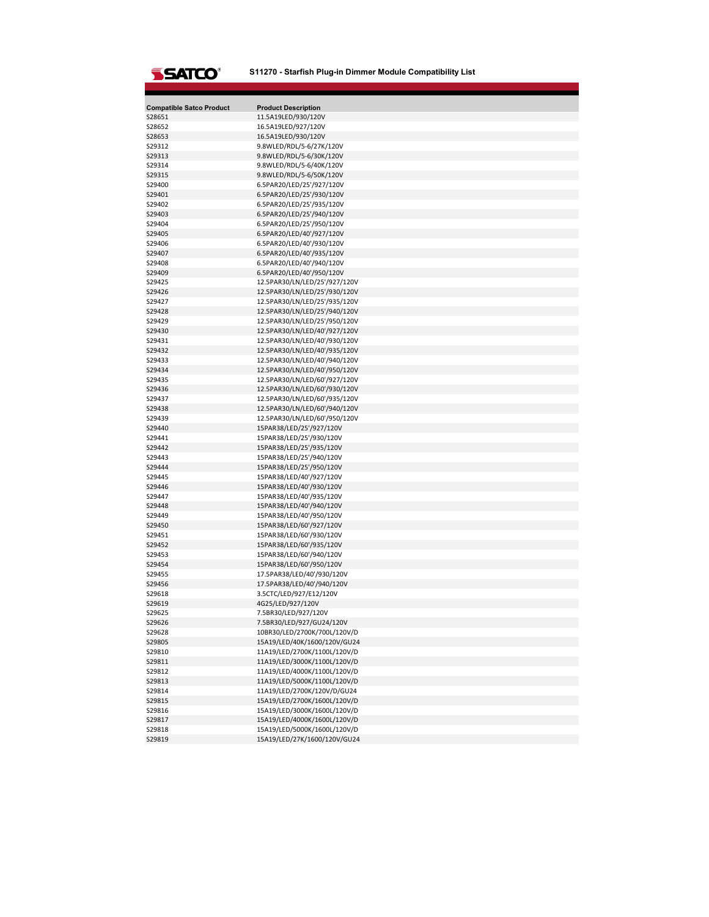# S11270 - Starfish Plug-in Dimmer Module Compatibility List

| Compatible Satco Product | Product Description |
|---|---|
| S28651 | 11.5A19LED/930/120V |
| S28652 | 16.5A19LED/927/120V |
| S28653 | 16.5A19LED/930/120V |
| S29312 | 9.8WLED/RDL/5-6/27K/120V |
| S29313 | 9.8WLED/RDL/5-6/30K/120V |
| S29314 | 9.8WLED/RDL/5-6/40K/120V |
| S29315 | 9.8WLED/RDL/5-6/50K/120V |
| S29400 | 6.5PAR20/LED/25'/927/120V |
| S29401 | 6.5PAR20/LED/25'/930/120V |
| S29402 | 6.5PAR20/LED/25'/935/120V |
| S29403 | 6.5PAR20/LED/25'/940/120V |
| S29404 | 6.5PAR20/LED/25'/950/120V |
| S29405 | 6.5PAR20/LED/40'/927/120V |
| S29406 | 6.5PAR20/LED/40'/930/120V |
| S29407 | 6.5PAR20/LED/40'/935/120V |
| S29408 | 6.5PAR20/LED/40'/940/120V |
| S29409 | 6.5PAR20/LED/40'/950/120V |
| S29425 | 12.5PAR30/LN/LED/25'/927/120V |
| S29426 | 12.5PAR30/LN/LED/25'/930/120V |
| S29427 | 12.5PAR30/LN/LED/25'/935/120V |
| S29428 | 12.5PAR30/LN/LED/25'/940/120V |
| S29429 | 12.5PAR30/LN/LED/25'/950/120V |
| S29430 | 12.5PAR30/LN/LED/40'/927/120V |
| S29431 | 12.5PAR30/LN/LED/40'/930/120V |
| S29432 | 12.5PAR30/LN/LED/40'/935/120V |
| S29433 | 12.5PAR30/LN/LED/40'/940/120V |
| S29434 | 12.5PAR30/LN/LED/40'/950/120V |
| S29435 | 12.5PAR30/LN/LED/60'/927/120V |
| S29436 | 12.5PAR30/LN/LED/60'/930/120V |
| S29437 | 12.5PAR30/LN/LED/60'/935/120V |
| S29438 | 12.5PAR30/LN/LED/60'/940/120V |
| S29439 | 12.5PAR30/LN/LED/60'/950/120V |
| S29440 | 15PAR38/LED/25'/927/120V |
| S29441 | 15PAR38/LED/25'/930/120V |
| S29442 | 15PAR38/LED/25'/935/120V |
| S29443 | 15PAR38/LED/25'/940/120V |
| S29444 | 15PAR38/LED/25'/950/120V |
| S29445 | 15PAR38/LED/40'/927/120V |
| S29446 | 15PAR38/LED/40'/930/120V |
| S29447 | 15PAR38/LED/40'/935/120V |
| S29448 | 15PAR38/LED/40'/940/120V |
| S29449 | 15PAR38/LED/40'/950/120V |
| S29450 | 15PAR38/LED/60'/927/120V |
| S29451 | 15PAR38/LED/60'/930/120V |
| S29452 | 15PAR38/LED/60'/935/120V |
| S29453 | 15PAR38/LED/60'/940/120V |
| S29454 | 15PAR38/LED/60'/950/120V |
| S29455 | 17.5PAR38/LED/40'/930/120V |
| S29456 | 17.5PAR38/LED/40'/940/120V |
| S29618 | 3.5CTC/LED/927/E12/120V |
| S29619 | 4G25/LED/927/120V |
| S29625 | 7.5BR30/LED/927/120V |
| S29626 | 7.5BR30/LED/927/GU24/120V |
| S29628 | 10BR30/LED/2700K/700L/120V/D |
| S29805 | 15A19/LED/40K/1600/120V/GU24 |
| S29810 | 11A19/LED/2700K/1100L/120V/D |
| S29811 | 11A19/LED/3000K/1100L/120V/D |
| S29812 | 11A19/LED/4000K/1100L/120V/D |
| S29813 | 11A19/LED/5000K/1100L/120V/D |
| S29814 | 11A19/LED/2700K/120V/D/GU24 |
| S29815 | 15A19/LED/2700K/1600L/120V/D |
| S29816 | 15A19/LED/3000K/1600L/120V/D |
| S29817 | 15A19/LED/4000K/1600L/120V/D |
| S29818 | 15A19/LED/5000K/1600L/120V/D |
| S29819 | 15A19/LED/27K/1600/120V/GU24 |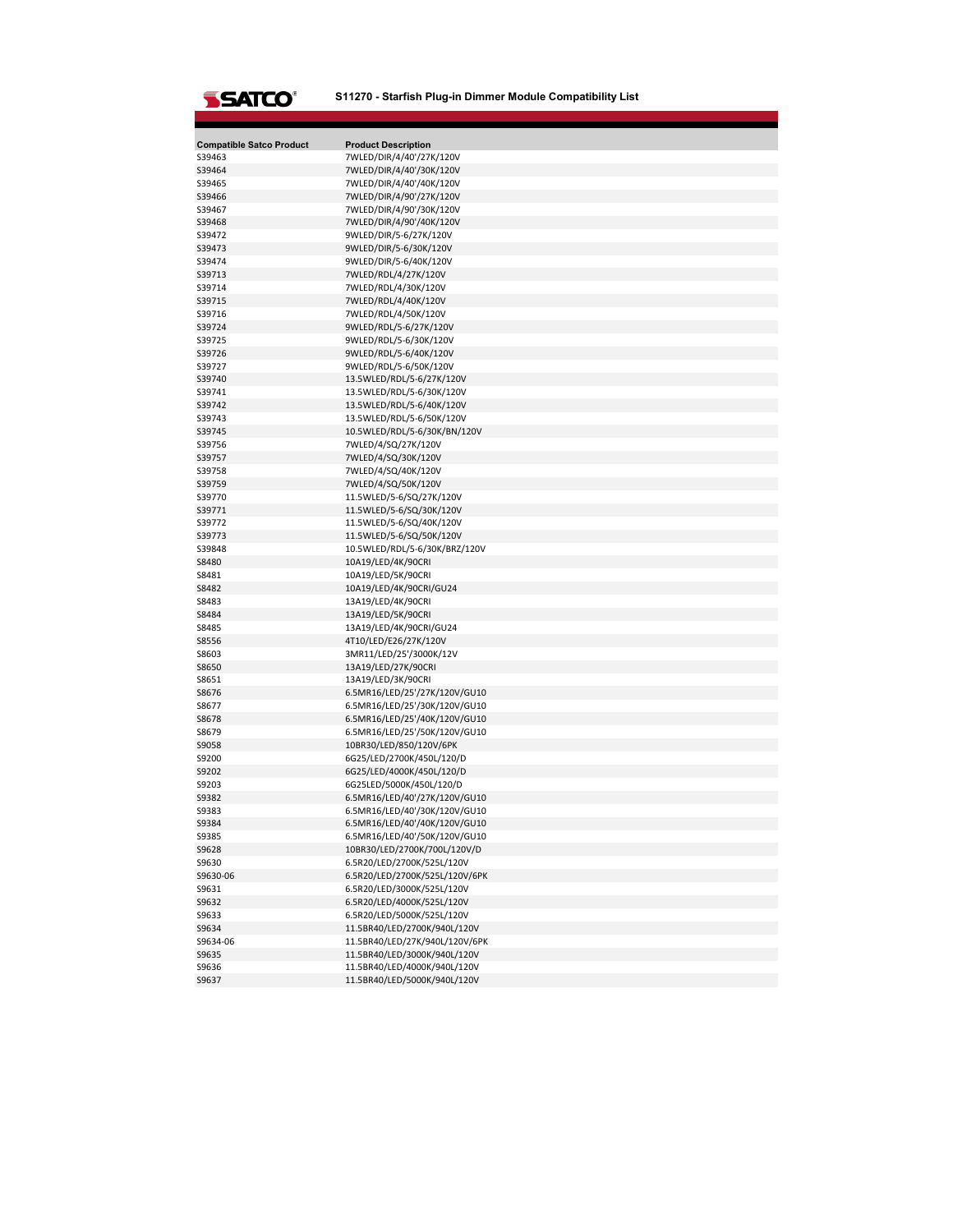# S11270 - Starfish Plug-in Dimmer Module Compatibility List

| Compatible Satco Product | Product Description |
| --- | --- |
| S39463 | 7WLED/DIR/4/40'/27K/120V |
| S39464 | 7WLED/DIR/4/40'/30K/120V |
| S39465 | 7WLED/DIR/4/40'/40K/120V |
| S39466 | 7WLED/DIR/4/90'/27K/120V |
| S39467 | 7WLED/DIR/4/90'/30K/120V |
| S39468 | 7WLED/DIR/4/90'/40K/120V |
| S39472 | 9WLED/DIR/5-6/27K/120V |
| S39473 | 9WLED/DIR/5-6/30K/120V |
| S39474 | 9WLED/DIR/5-6/40K/120V |
| S39713 | 7WLED/RDL/4/27K/120V |
| S39714 | 7WLED/RDL/4/30K/120V |
| S39715 | 7WLED/RDL/4/40K/120V |
| S39716 | 7WLED/RDL/4/50K/120V |
| S39724 | 9WLED/RDL/5-6/27K/120V |
| S39725 | 9WLED/RDL/5-6/30K/120V |
| S39726 | 9WLED/RDL/5-6/40K/120V |
| S39727 | 9WLED/RDL/5-6/50K/120V |
| S39740 | 13.5WLED/RDL/5-6/27K/120V |
| S39741 | 13.5WLED/RDL/5-6/30K/120V |
| S39742 | 13.5WLED/RDL/5-6/40K/120V |
| S39743 | 13.5WLED/RDL/5-6/50K/120V |
| S39745 | 10.5WLED/RDL/5-6/30K/BN/120V |
| S39756 | 7WLED/4/SQ/27K/120V |
| S39757 | 7WLED/4/SQ/30K/120V |
| S39758 | 7WLED/4/SQ/40K/120V |
| S39759 | 7WLED/4/SQ/50K/120V |
| S39770 | 11.5WLED/5-6/SQ/27K/120V |
| S39771 | 11.5WLED/5-6/SQ/30K/120V |
| S39772 | 11.5WLED/5-6/SQ/40K/120V |
| S39773 | 11.5WLED/5-6/SQ/50K/120V |
| S39848 | 10.5WLED/RDL/5-6/30K/BRZ/120V |
| S8480 | 10A19/LED/4K/90CRI |
| S8481 | 10A19/LED/5K/90CRI |
| S8482 | 10A19/LED/4K/90CRI/GU24 |
| S8483 | 13A19/LED/4K/90CRI |
| S8484 | 13A19/LED/5K/90CRI |
| S8485 | 13A19/LED/4K/90CRI/GU24 |
| S8556 | 4T10/LED/E26/27K/120V |
| S8603 | 3MR11/LED/25'/3000K/12V |
| S8650 | 13A19/LED/27K/90CRI |
| S8651 | 13A19/LED/3K/90CRI |
| S8676 | 6.5MR16/LED/25'/27K/120V/GU10 |
| S8677 | 6.5MR16/LED/25'/30K/120V/GU10 |
| S8678 | 6.5MR16/LED/25'/40K/120V/GU10 |
| S8679 | 6.5MR16/LED/25'/50K/120V/GU10 |
| S9058 | 10BR30/LED/850/120V/6PK |
| S9200 | 6G25/LED/2700K/450L/120/D |
| S9202 | 6G25/LED/4000K/450L/120/D |
| S9203 | 6G25LED/5000K/450L/120/D |
| S9382 | 6.5MR16/LED/40'/27K/120V/GU10 |
| S9383 | 6.5MR16/LED/40'/30K/120V/GU10 |
| S9384 | 6.5MR16/LED/40'/40K/120V/GU10 |
| S9385 | 6.5MR16/LED/40'/50K/120V/GU10 |
| S9628 | 10BR30/LED/2700K/700L/120V/D |
| S9630 | 6.5R20/LED/2700K/525L/120V |
| S9630-06 | 6.5R20/LED/2700K/525L/120V/6PK |
| S9631 | 6.5R20/LED/3000K/525L/120V |
| S9632 | 6.5R20/LED/4000K/525L/120V |
| S9633 | 6.5R20/LED/5000K/525L/120V |
| S9634 | 11.5BR40/LED/2700K/940L/120V |
| S9634-06 | 11.5BR40/LED/27K/940L/120V/6PK |
| S9635 | 11.5BR40/LED/3000K/940L/120V |
| S9636 | 11.5BR40/LED/4000K/940L/120V |
| S9637 | 11.5BR40/LED/5000K/940L/120V |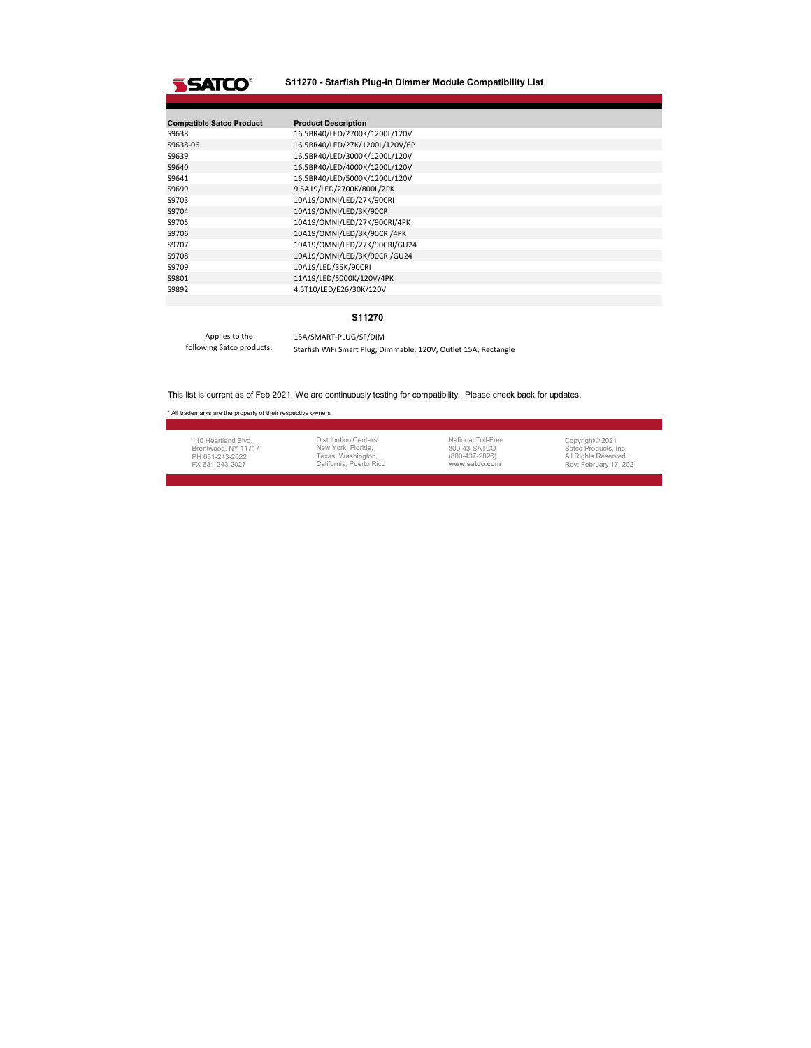**SATCO®**

# S11270 - Starfish Plug-in Dimmer Module Compatibility List

| Compatible Satco Product | Product Description |
|---|---|
| S9638 | 16.5BR40/LED/2700K/1200L/120V |
| S9638-06 | 16.5BR40/LED/27K/1200L/120V/6P |
| S9639 | 16.5BR40/LED/3000K/1200L/120V |
| S9640 | 16.5BR40/LED/4000K/1200L/120V |
| S9641 | 16.5BR40/LED/5000K/1200L/120V |
| S9699 | 9.5A19/LED/2700K/800L/2PK |
| S9703 | 10A19/OMNI/LED/27K/90CRI |
| S9704 | 10A19/OMNI/LED/3K/90CRI |
| S9705 | 10A19/OMNI/LED/27K/90CRI/4PK |
| S9706 | 10A19/OMNI/LED/3K/90CRI/4PK |
| S9707 | 10A19/OMNI/LED/27K/90CRI/GU24 |
| S9708 | 10A19/OMNI/LED/3K/90CRI/GU24 |
| S9709 | 10A19/LED/35K/90CRI |
| S9801 | 11A19/LED/5000K/120V/4PK |
| S9892 | 4.5T10/LED/E26/30K/120V |

## S11270

Applies to the following Satco products:

15A/SMART-PLUG/SF/DIM
Starfish WiFi Smart Plug; Dimmable; 120V; Outlet 15A; Rectangle

This list is current as of Feb 2021. We are continuously testing for compatibility. Please check back for updates.

\* All trademarks are the property of their respective owners

110 Heartland Blvd.
Brentwood, NY 11717
PH 631-243-2022
FX 631-243-2027

Distribution Centers
New York, Florida,
Texas, Washington,
California, Puerto Rico

National Toll-Free
800-43-SATCO
(800-437-2826)
**www.satco.com**

Copyright© 2021
Satco Products, Inc.
All Rights Reserved.
Rev: February 17, 2021